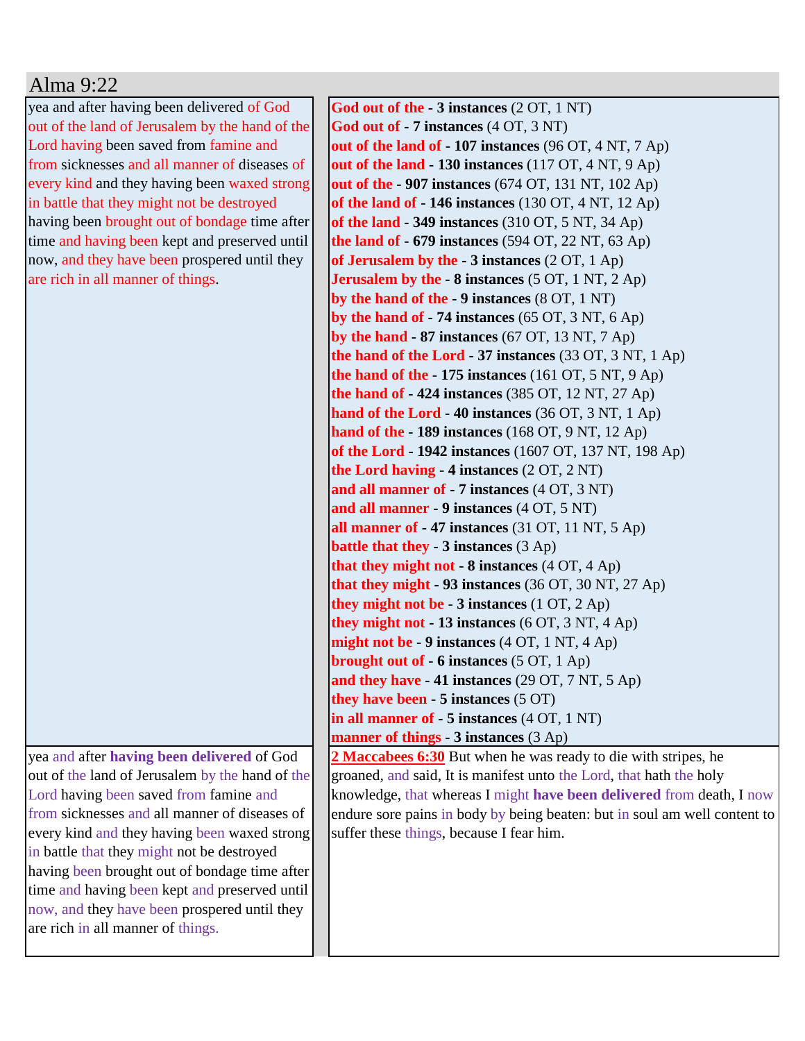## Alma 9:22

| | |
|---|---|
| yea and after having been delivered of God out of the land of Jerusalem by the hand of the Lord having been saved from famine and from sicknesses and all manner of diseases of every kind and they having been waxed strong in battle that they might not be destroyed having been brought out of bondage time after time and having been kept and preserved until now, and they have been prospered until they are rich in all manner of things. | **God out of the - 3 instances** (2 OT, 1 NT)<br>**God out of - 7 instances** (4 OT, 3 NT)<br>**out of the land of - 107 instances** (96 OT, 4 NT, 7 Ap)<br>**out of the land - 130 instances** (117 OT, 4 NT, 9 Ap)<br>**out of the - 907 instances** (674 OT, 131 NT, 102 Ap)<br>**of the land of - 146 instances** (130 OT, 4 NT, 12 Ap)<br>**of the land - 349 instances** (310 OT, 5 NT, 34 Ap)<br>**the land of - 679 instances** (594 OT, 22 NT, 63 Ap)<br>**of Jerusalem by the - 3 instances** (2 OT, 1 Ap)<br>**Jerusalem by the - 8 instances** (5 OT, 1 NT, 2 Ap)<br>**by the hand of the - 9 instances** (8 OT, 1 NT)<br>**by the hand of - 74 instances** (65 OT, 3 NT, 6 Ap)<br>**by the hand - 87 instances** (67 OT, 13 NT, 7 Ap)<br>**the hand of the Lord - 37 instances** (33 OT, 3 NT, 1 Ap)<br>**the hand of the - 175 instances** (161 OT, 5 NT, 9 Ap)<br>**the hand of - 424 instances** (385 OT, 12 NT, 27 Ap)<br>**hand of the Lord - 40 instances** (36 OT, 3 NT, 1 Ap)<br>**hand of the - 189 instances** (168 OT, 9 NT, 12 Ap)<br>**of the Lord - 1942 instances** (1607 OT, 137 NT, 198 Ap)<br>**the Lord having - 4 instances** (2 OT, 2 NT)<br>**and all manner of - 7 instances** (4 OT, 3 NT)<br>**and all manner - 9 instances** (4 OT, 5 NT)<br>**all manner of - 47 instances** (31 OT, 11 NT, 5 Ap)<br>**battle that they - 3 instances** (3 Ap)<br>**that they might not - 8 instances** (4 OT, 4 Ap)<br>**that they might - 93 instances** (36 OT, 30 NT, 27 Ap)<br>**they might not be - 3 instances** (1 OT, 2 Ap)<br>**they might not - 13 instances** (6 OT, 3 NT, 4 Ap)<br>**might not be - 9 instances** (4 OT, 1 NT, 4 Ap)<br>**brought out of - 6 instances** (5 OT, 1 Ap)<br>**and they have - 41 instances** (29 OT, 7 NT, 5 Ap)<br>**they have been - 5 instances** (5 OT)<br>**in all manner of - 5 instances** (4 OT, 1 NT)<br>**manner of things - 3 instances** (3 Ap) |
| yea and after **having been delivered** of God out of the land of Jerusalem by the hand of the Lord having been saved from famine and from sicknesses and all manner of diseases of every kind and they having been waxed strong in battle that they might not be destroyed having been brought out of bondage time after time and having been kept and preserved until now, and they have been prospered until they are rich in all manner of things. | **2 Maccabees 6:30** But when he was ready to die with stripes, he groaned, and said, It is manifest unto the Lord, that hath the holy knowledge, that whereas I might **have been delivered** from death, I now endure sore pains in body by being beaten: but in soul am well content to suffer these things, because I fear him. |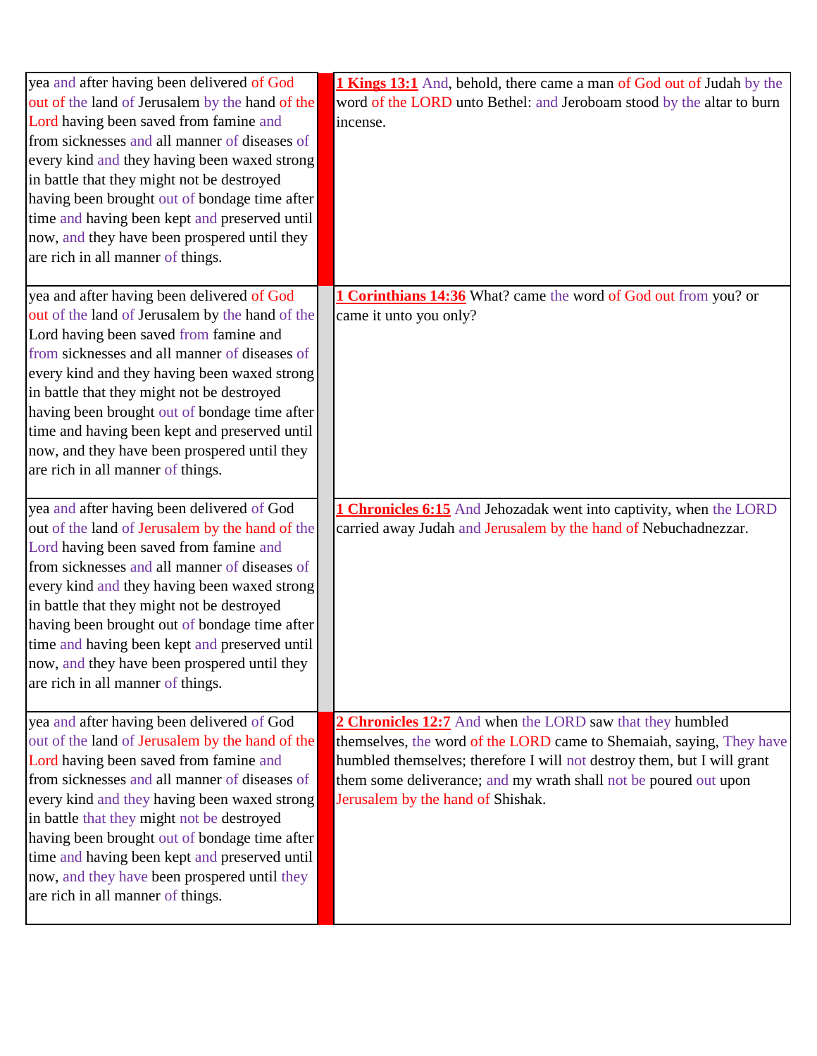| | | |
|---|---|---|
| yea and after having been delivered of God out of the land of Jerusalem by the hand of the Lord having been saved from famine and from sicknesses and all manner of diseases of every kind and they having been waxed strong in battle that they might not be destroyed having been brought out of bondage time after time and having been kept and preserved until now, and they have been prospered until they are rich in all manner of things. | | **1 Kings 13:1** And, behold, there came a man of God out of Judah by the word of the LORD unto Bethel: and Jeroboam stood by the altar to burn incense. |
| yea and after having been delivered of God out of the land of Jerusalem by the hand of the Lord having been saved from famine and from sicknesses and all manner of diseases of every kind and they having been waxed strong in battle that they might not be destroyed having been brought out of bondage time after time and having been kept and preserved until now, and they have been prospered until they are rich in all manner of things. | | **1 Corinthians 14:36** What? came the word of God out from you? or came it unto you only? |
| yea and after having been delivered of God out of the land of Jerusalem by the hand of the Lord having been saved from famine and from sicknesses and all manner of diseases of every kind and they having been waxed strong in battle that they might not be destroyed having been brought out of bondage time after time and having been kept and preserved until now, and they have been prospered until they are rich in all manner of things. | | **1 Chronicles 6:15** And Jehozadak went into captivity, when the LORD carried away Judah and Jerusalem by the hand of Nebuchadnezzar. |
| yea and after having been delivered of God out of the land of Jerusalem by the hand of the Lord having been saved from famine and from sicknesses and all manner of diseases of every kind and they having been waxed strong in battle that they might not be destroyed having been brought out of bondage time after time and having been kept and preserved until now, and they have been prospered until they are rich in all manner of things. | | **2 Chronicles 12:7** And when the LORD saw that they humbled themselves, the word of the LORD came to Shemaiah, saying, They have humbled themselves; therefore I will not destroy them, but I will grant them some deliverance; and my wrath shall not be poured out upon Jerusalem by the hand of Shishak. |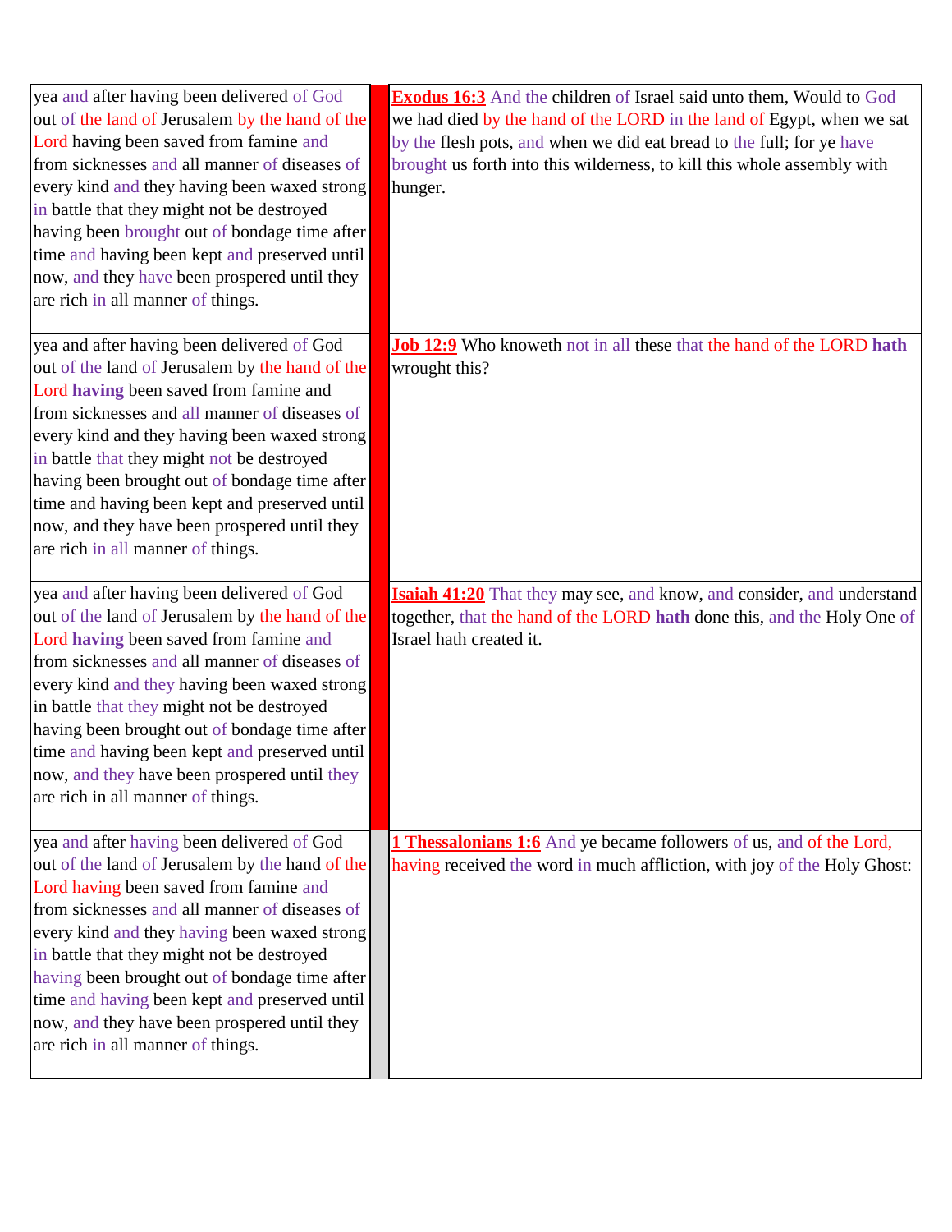| | | |
|---|---|---|
| yea and after having been delivered of God out of the land of Jerusalem by the hand of the Lord having been saved from famine and from sicknesses and all manner of diseases of every kind and they having been waxed strong in battle that they might not be destroyed having been brought out of bondage time after time and having been kept and preserved until now, and they have been prospered until they are rich in all manner of things. | | **Exodus 16:3** And the children of Israel said unto them, Would to God we had died by the hand of the LORD in the land of Egypt, when we sat by the flesh pots, and when we did eat bread to the full; for ye have brought us forth into this wilderness, to kill this whole assembly with hunger. |
| yea and after having been delivered of God out of the land of Jerusalem by the hand of the Lord **having** been saved from famine and from sicknesses and all manner of diseases of every kind and they having been waxed strong in battle that they might not be destroyed having been brought out of bondage time after time and having been kept and preserved until now, and they have been prospered until they are rich in all manner of things. | | **Job 12:9** Who knoweth not in all these that the hand of the LORD **hath** wrought this? |
| yea and after having been delivered of God out of the land of Jerusalem by the hand of the Lord **having** been saved from famine and from sicknesses and all manner of diseases of every kind and they having been waxed strong in battle that they might not be destroyed having been brought out of bondage time after time and having been kept and preserved until now, and they have been prospered until they are rich in all manner of things. | | **Isaiah 41:20** That they may see, and know, and consider, and understand together, that the hand of the LORD **hath** done this, and the Holy One of Israel hath created it. |
| yea and after having been delivered of God out of the land of Jerusalem by the hand of the Lord having been saved from famine and from sicknesses and all manner of diseases of every kind and they having been waxed strong in battle that they might not be destroyed having been brought out of bondage time after time and having been kept and preserved until now, and they have been prospered until they are rich in all manner of things. | | **1 Thessalonians 1:6** And ye became followers of us, and of the Lord, having received the word in much affliction, with joy of the Holy Ghost: |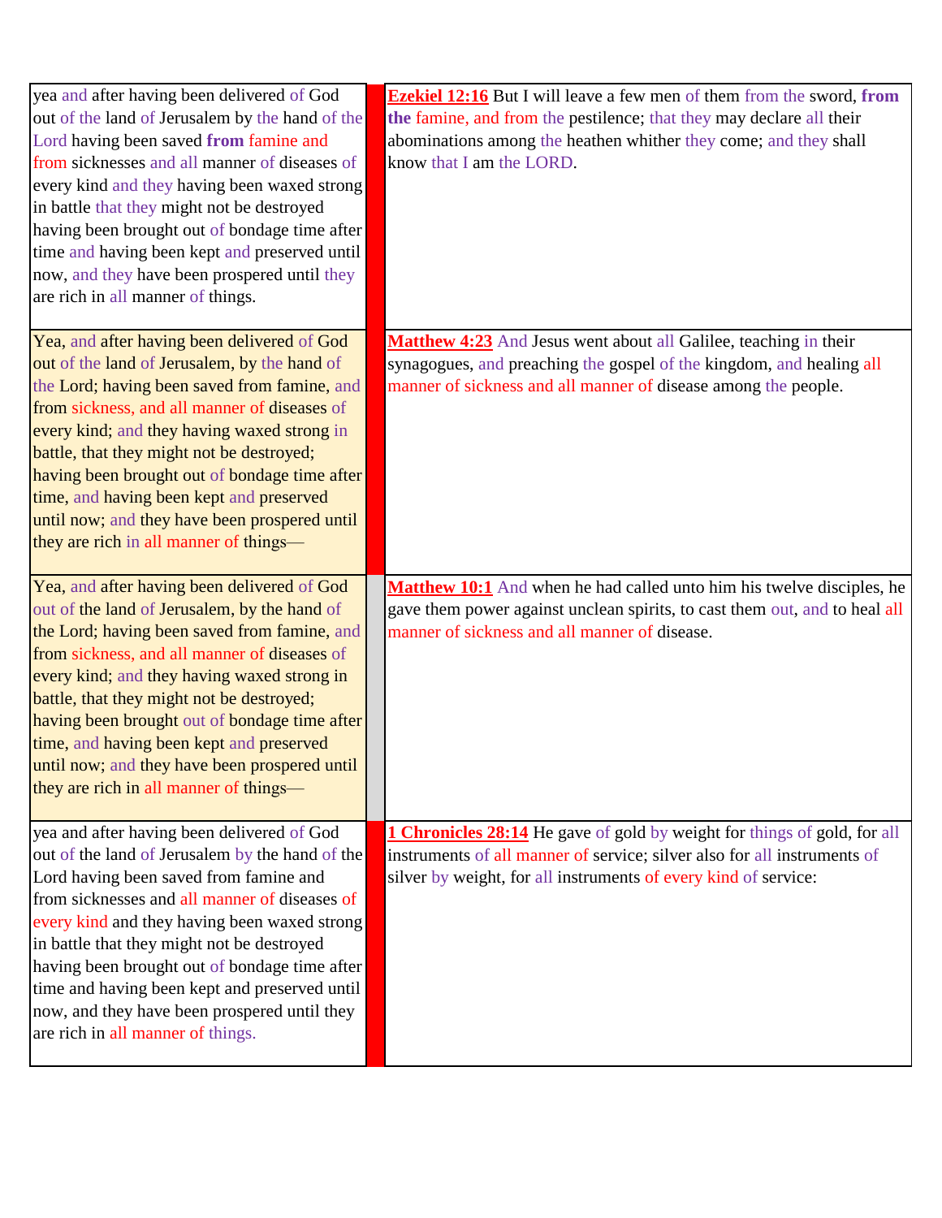| | | |
|---|---|---|
| yea and after having been delivered of God out of the land of Jerusalem by the hand of the Lord having been saved **from** famine and from sicknesses and all manner of diseases of every kind and they having been waxed strong in battle that they might not be destroyed having been brought out of bondage time after time and having been kept and preserved until now, and they have been prospered until they are rich in all manner of things. | | **Ezekiel 12:16** But I will leave a few men of them from the sword, **from the** famine, and from the pestilence; that they may declare all their abominations among the heathen whither they come; and they shall know that I am the LORD. |
| Yea, and after having been delivered of God out of the land of Jerusalem, by the hand of the Lord; having been saved from famine, and from sickness, and all manner of diseases of every kind; and they having waxed strong in battle, that they might not be destroyed; having been brought out of bondage time after time, and having been kept and preserved until now; and they have been prospered until they are rich in all manner of things— | | **Matthew 4:23** And Jesus went about all Galilee, teaching in their synagogues, and preaching the gospel of the kingdom, and healing all manner of sickness and all manner of disease among the people. |
| Yea, and after having been delivered of God out of the land of Jerusalem, by the hand of the Lord; having been saved from famine, and from sickness, and all manner of diseases of every kind; and they having waxed strong in battle, that they might not be destroyed; having been brought out of bondage time after time, and having been kept and preserved until now; and they have been prospered until they are rich in all manner of things— | | **Matthew 10:1** And when he had called unto him his twelve disciples, he gave them power against unclean spirits, to cast them out, and to heal all manner of sickness and all manner of disease. |
| yea and after having been delivered of God out of the land of Jerusalem by the hand of the Lord having been saved from famine and from sicknesses and all manner of diseases of every kind and they having been waxed strong in battle that they might not be destroyed having been brought out of bondage time after time and having been kept and preserved until now, and they have been prospered until they are rich in all manner of things. | | **1 Chronicles 28:14** He gave of gold by weight for things of gold, for all instruments of all manner of service; silver also for all instruments of silver by weight, for all instruments of every kind of service: |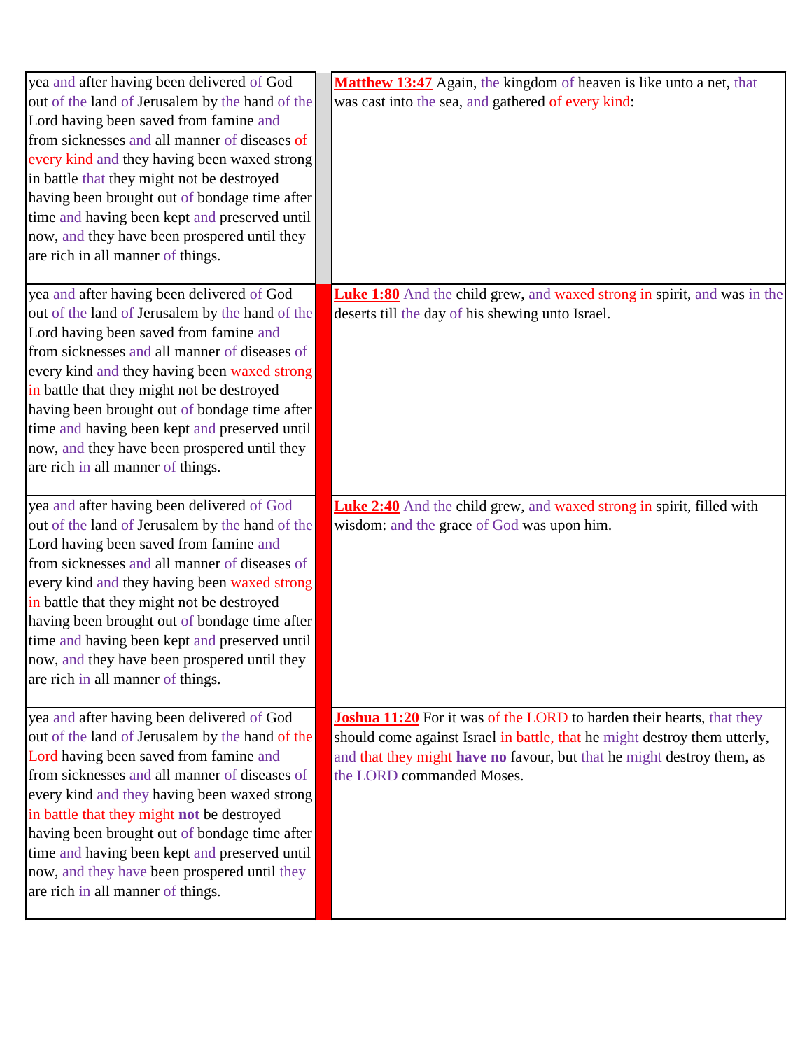| | | |
|---|---|---|
| yea and after having been delivered of God out of the land of Jerusalem by the hand of the Lord having been saved from famine and from sicknesses and all manner of diseases of every kind and they having been waxed strong in battle that they might not be destroyed having been brought out of bondage time after time and having been kept and preserved until now, and they have been prospered until they are rich in all manner of things. | | **Matthew 13:47** Again, the kingdom of heaven is like unto a net, that was cast into the sea, and gathered of every kind: |
| yea and after having been delivered of God out of the land of Jerusalem by the hand of the Lord having been saved from famine and from sicknesses and all manner of diseases of every kind and they having been waxed strong in battle that they might not be destroyed having been brought out of bondage time after time and having been kept and preserved until now, and they have been prospered until they are rich in all manner of things. | | **Luke 1:80** And the child grew, and waxed strong in spirit, and was in the deserts till the day of his shewing unto Israel. |
| yea and after having been delivered of God out of the land of Jerusalem by the hand of the Lord having been saved from famine and from sicknesses and all manner of diseases of every kind and they having been waxed strong in battle that they might not be destroyed having been brought out of bondage time after time and having been kept and preserved until now, and they have been prospered until they are rich in all manner of things. | | **Luke 2:40** And the child grew, and waxed strong in spirit, filled with wisdom: and the grace of God was upon him. |
| yea and after having been delivered of God out of the land of Jerusalem by the hand of the Lord having been saved from famine and from sicknesses and all manner of diseases of every kind and they having been waxed strong in battle that they might **not** be destroyed having been brought out of bondage time after time and having been kept and preserved until now, and they have been prospered until they are rich in all manner of things. | | **Joshua 11:20** For it was of the LORD to harden their hearts, that they should come against Israel in battle, that he might destroy them utterly, and that they might **have no** favour, but that he might destroy them, as the LORD commanded Moses. |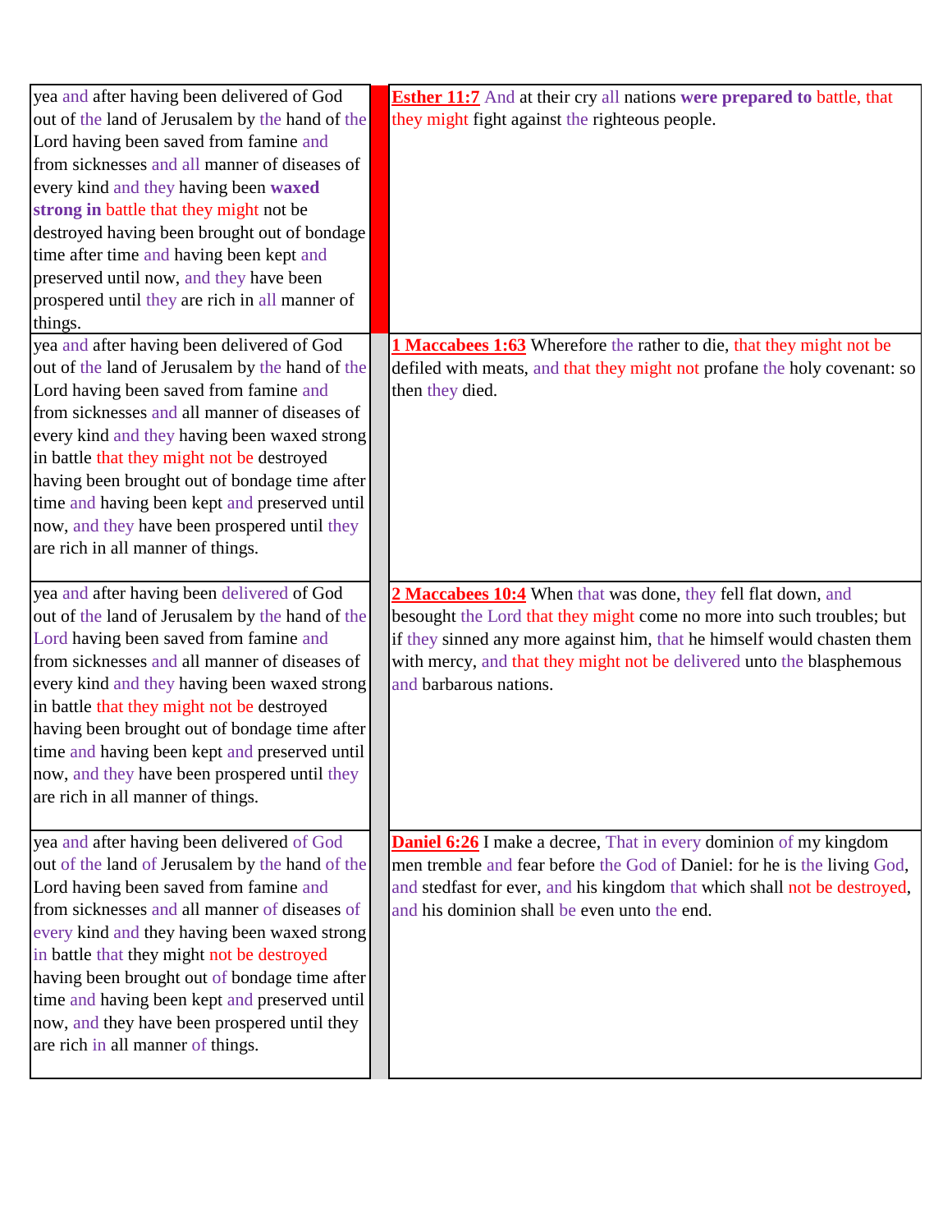| | | |
|---|---|---|
| yea and after having been delivered of God out of the land of Jerusalem by the hand of the Lord having been saved from famine and from sicknesses and all manner of diseases of every kind and they having been **waxed strong in** battle that they might not be destroyed having been brought out of bondage time after time and having been kept and preserved until now, and they have been prospered until they are rich in all manner of things. | | **Esther 11:7** And at their cry all nations **were prepared to** battle, that they might fight against the righteous people. |
| yea and after having been delivered of God out of the land of Jerusalem by the hand of the Lord having been saved from famine and from sicknesses and all manner of diseases of every kind and they having been waxed strong in battle that they might not be destroyed having been brought out of bondage time after time and having been kept and preserved until now, and they have been prospered until they are rich in all manner of things. | | **1 Maccabees 1:63** Wherefore the rather to die, that they might not be defiled with meats, and that they might not profane the holy covenant: so then they died. |
| yea and after having been delivered of God out of the land of Jerusalem by the hand of the Lord having been saved from famine and from sicknesses and all manner of diseases of every kind and they having been waxed strong in battle that they might not be destroyed having been brought out of bondage time after time and having been kept and preserved until now, and they have been prospered until they are rich in all manner of things. | | **2 Maccabees 10:4** When that was done, they fell flat down, and besought the Lord that they might come no more into such troubles; but if they sinned any more against him, that he himself would chasten them with mercy, and that they might not be delivered unto the blasphemous and barbarous nations. |
| yea and after having been delivered of God out of the land of Jerusalem by the hand of the Lord having been saved from famine and from sicknesses and all manner of diseases of every kind and they having been waxed strong in battle that they might not be destroyed having been brought out of bondage time after time and having been kept and preserved until now, and they have been prospered until they are rich in all manner of things. | | **Daniel 6:26** I make a decree, That in every dominion of my kingdom men tremble and fear before the God of Daniel: for he is the living God, and stedfast for ever, and his kingdom that which shall not be destroyed, and his dominion shall be even unto the end. |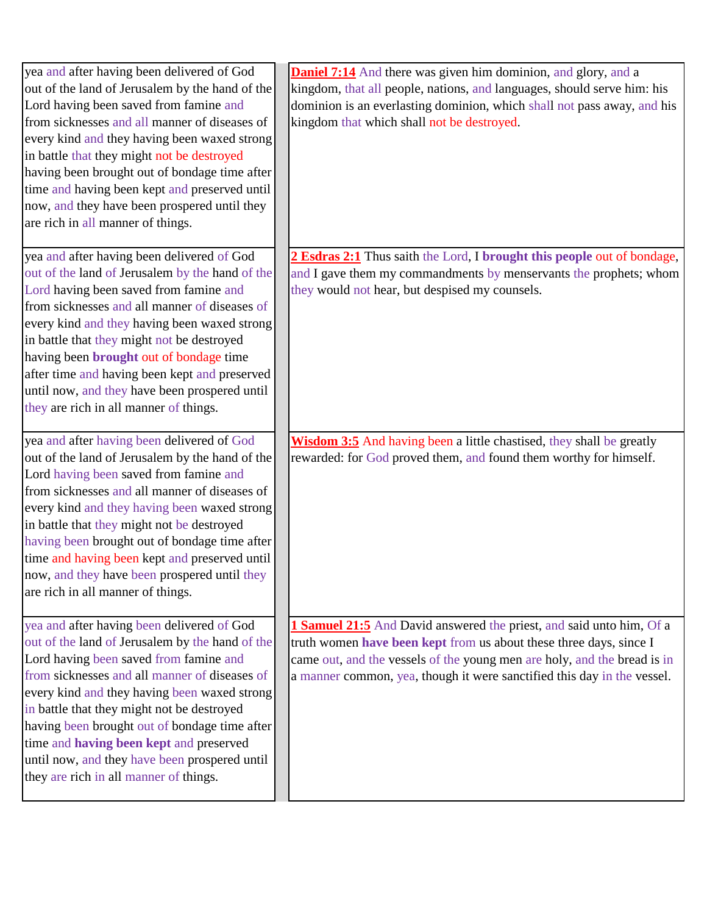| | |
|---|---|
| yea and after having been delivered of God out of the land of Jerusalem by the hand of the Lord having been saved from famine and from sicknesses and all manner of diseases of every kind and they having been waxed strong in battle that they might not be destroyed having been brought out of bondage time after time and having been kept and preserved until now, and they have been prospered until they are rich in all manner of things. | **Daniel 7:14** And there was given him dominion, and glory, and a kingdom, that all people, nations, and languages, should serve him: his dominion is an everlasting dominion, which shall not pass away, and his kingdom that which shall not be destroyed. |
| yea and after having been delivered of God out of the land of Jerusalem by the hand of the Lord having been saved from famine and from sicknesses and all manner of diseases of every kind and they having been waxed strong in battle that they might not be destroyed having been **brought** out of bondage time after time and having been kept and preserved until now, and they have been prospered until they are rich in all manner of things. | **2 Esdras 2:1** Thus saith the Lord, I **brought this people** out of bondage, and I gave them my commandments by menservants the prophets; whom they would not hear, but despised my counsels. |
| yea and after having been delivered of God out of the land of Jerusalem by the hand of the Lord having been saved from famine and from sicknesses and all manner of diseases of every kind and they having been waxed strong in battle that they might not be destroyed having been brought out of bondage time after time and having been kept and preserved until now, and they have been prospered until they are rich in all manner of things. | **Wisdom 3:5** And having been a little chastised, they shall be greatly rewarded: for God proved them, and found them worthy for himself. |
| yea and after having been delivered of God out of the land of Jerusalem by the hand of the Lord having been saved from famine and from sicknesses and all manner of diseases of every kind and they having been waxed strong in battle that they might not be destroyed having been brought out of bondage time after time and **having been kept** and preserved until now, and they have been prospered until they are rich in all manner of things. | **1 Samuel 21:5** And David answered the priest, and said unto him, Of a truth women **have been kept** from us about these three days, since I came out, and the vessels of the young men are holy, and the bread is in a manner common, yea, though it were sanctified this day in the vessel. |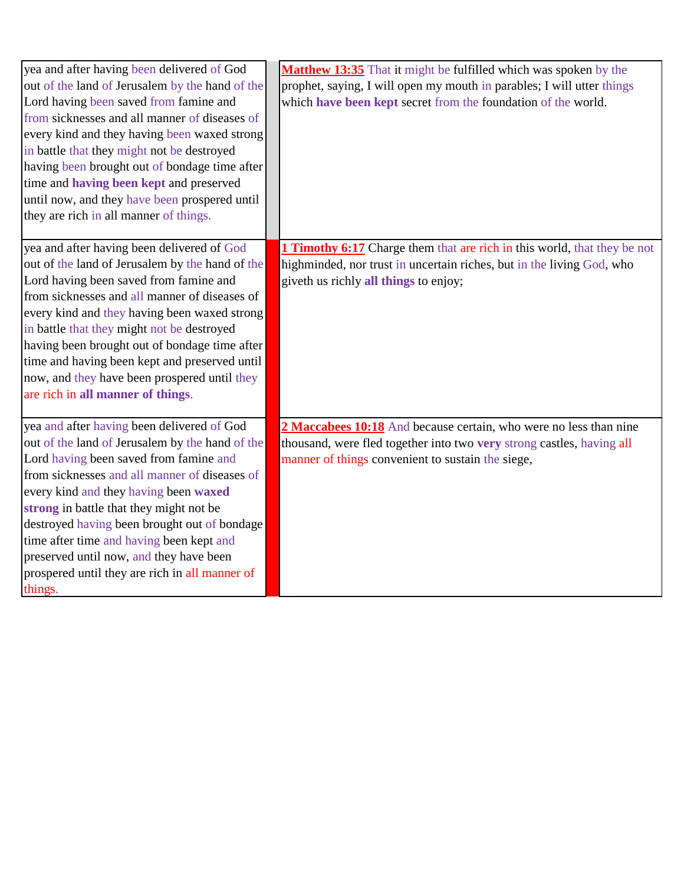| | | |
|---|---|---|
| yea and after having been delivered of God out of the land of Jerusalem by the hand of the Lord having been saved from famine and from sicknesses and all manner of diseases of every kind and they having been waxed strong in battle that they might not be destroyed having been brought out of bondage time after time and **having been kept** and preserved until now, and they have been prospered until they are rich in all manner of things. | | **Matthew 13:35** That it might be fulfilled which was spoken by the prophet, saying, I will open my mouth in parables; I will utter things which **have been kept** secret from the foundation of the world. |
| yea and after having been delivered of God out of the land of Jerusalem by the hand of the Lord having been saved from famine and from sicknesses and all manner of diseases of every kind and they having been waxed strong in battle that they might not be destroyed having been brought out of bondage time after time and having been kept and preserved until now, and they have been prospered until they are rich in **all manner of things**. | | **1 Timothy 6:17** Charge them that are rich in this world, that they be not highminded, nor trust in uncertain riches, but in the living God, who giveth us richly **all things** to enjoy; |
| yea and after having been delivered of God out of the land of Jerusalem by the hand of the Lord having been saved from famine and from sicknesses and all manner of diseases of every kind and they having been **waxed strong** in battle that they might not be destroyed having been brought out of bondage time after time and having been kept and preserved until now, and they have been prospered until they are rich in all manner of things. | | **2 Maccabees 10:18** And because certain, who were no less than nine thousand, were fled together into two **very** strong castles, having all manner of things convenient to sustain the siege, |